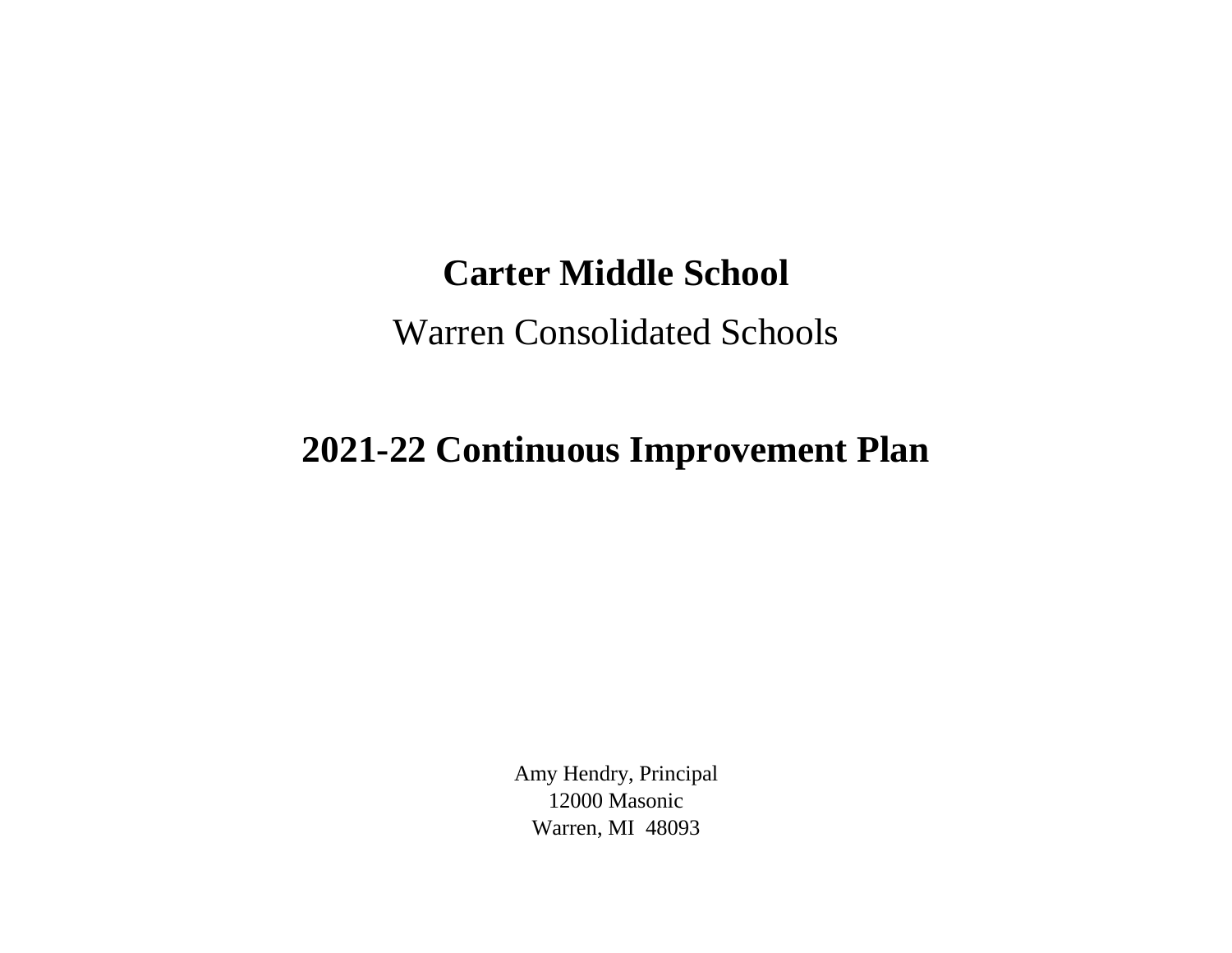# Carter Middle School

Warren Consolidated Schools

## 2021-22 Continuous Improvement Plan

Amy Hendry, Principal
12000 Masonic
Warren, MI 48093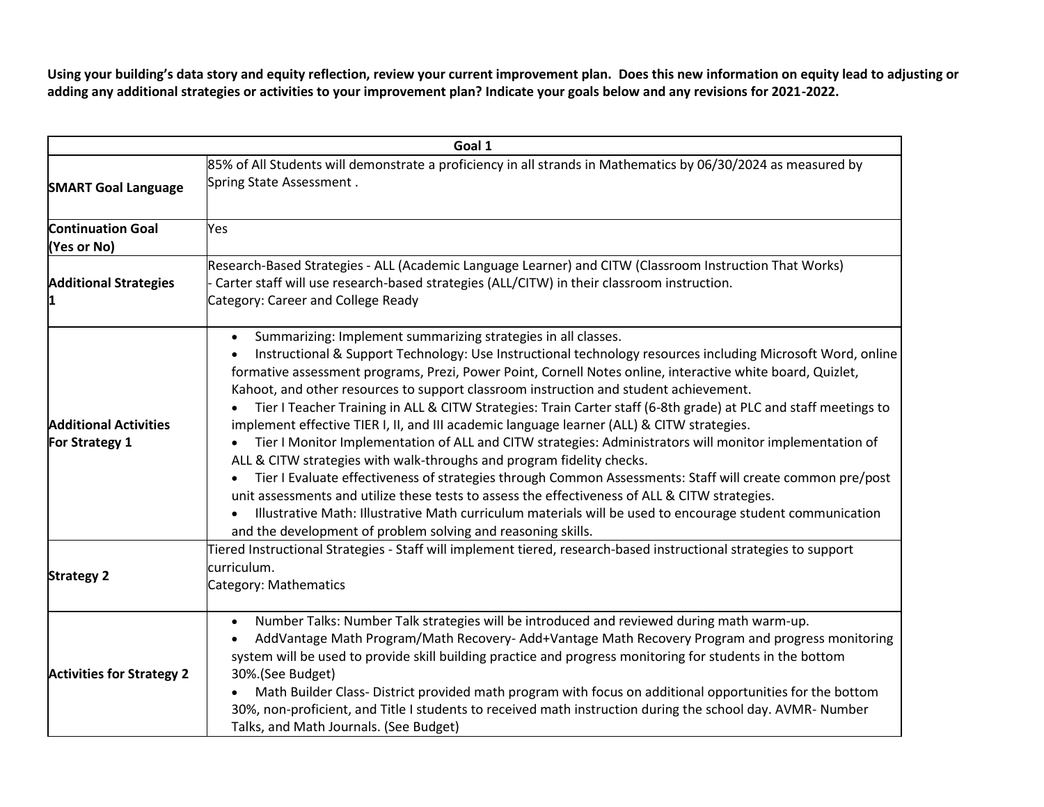**Using your building's data story and equity reflection, review your current improvement plan. Does this new information on equity lead to adjusting or adding any additional strategies or activities to your improvement plan? Indicate your goals below and any revisions for 2021-2022.**

| Goal 1 | |
|---|---|
| **SMART Goal Language** | 85% of All Students will demonstrate a proficiency in all strands in Mathematics by 06/30/2024 as measured by Spring State Assessment . |
| **Continuation Goal (Yes or No)** | Yes |
| **Additional Strategies 1** | Research-Based Strategies - ALL (Academic Language Learner) and CITW (Classroom Instruction That Works)<br>- Carter staff will use research-based strategies (ALL/CITW) in their classroom instruction.<br>Category: Career and College Ready |
| **Additional Activities For Strategy 1** | • Summarizing: Implement summarizing strategies in all classes.<br>• Instructional & Support Technology: Use Instructional technology resources including Microsoft Word, online formative assessment programs, Prezi, Power Point, Cornell Notes online, interactive white board, Quizlet, Kahoot, and other resources to support classroom instruction and student achievement.<br>• Tier I Teacher Training in ALL & CITW Strategies: Train Carter staff (6-8th grade) at PLC and staff meetings to implement effective TIER I, II, and III academic language learner (ALL) & CITW strategies.<br>• Tier I Monitor Implementation of ALL and CITW strategies: Administrators will monitor implementation of ALL & CITW strategies with walk-throughs and program fidelity checks.<br>• Tier I Evaluate effectiveness of strategies through Common Assessments: Staff will create common pre/post unit assessments and utilize these tests to assess the effectiveness of ALL & CITW strategies.<br>• Illustrative Math: Illustrative Math curriculum materials will be used to encourage student communication and the development of problem solving and reasoning skills. |
| **Strategy 2** | Tiered Instructional Strategies - Staff will implement tiered, research-based instructional strategies to support curriculum.<br>Category: Mathematics |
| **Activities for Strategy 2** | • Number Talks: Number Talk strategies will be introduced and reviewed during math warm-up.<br>• AddVantage Math Program/Math Recovery- Add+Vantage Math Recovery Program and progress monitoring system will be used to provide skill building practice and progress monitoring for students in the bottom 30%.(See Budget)<br>• Math Builder Class- District provided math program with focus on additional opportunities for the bottom 30%, non-proficient, and Title I students to received math instruction during the school day. AVMR- Number Talks, and Math Journals. (See Budget) |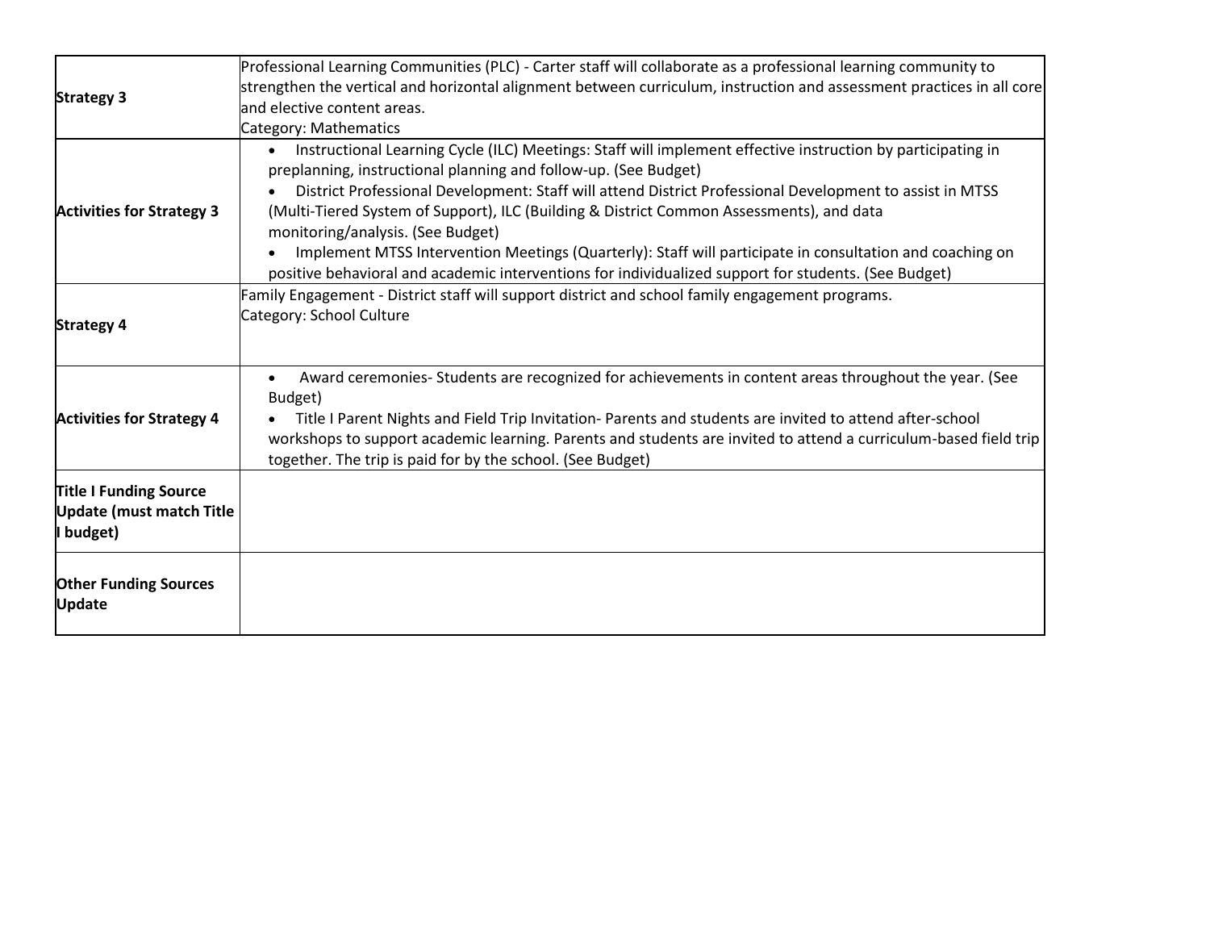| | |
|---|---|
| **Strategy 3** | Professional Learning Communities (PLC) - Carter staff will collaborate as a professional learning community to strengthen the vertical and horizontal alignment between curriculum, instruction and assessment practices in all core and elective content areas.<br>Category: Mathematics |
| **Activities for Strategy 3** | • Instructional Learning Cycle (ILC) Meetings: Staff will implement effective instruction by participating in preplanning, instructional planning and follow-up. (See Budget)<br>• District Professional Development: Staff will attend District Professional Development to assist in MTSS (Multi-Tiered System of Support), ILC (Building & District Common Assessments), and data monitoring/analysis. (See Budget)<br>• Implement MTSS Intervention Meetings (Quarterly): Staff will participate in consultation and coaching on positive behavioral and academic interventions for individualized support for students. (See Budget) |
| **Strategy 4** | Family Engagement - District staff will support district and school family engagement programs.<br>Category: School Culture |
| **Activities for Strategy 4** | • Award ceremonies- Students are recognized for achievements in content areas throughout the year. (See Budget)<br>• Title I Parent Nights and Field Trip Invitation- Parents and students are invited to attend after-school workshops to support academic learning. Parents and students are invited to attend a curriculum-based field trip together. The trip is paid for by the school. (See Budget) |
| **Title I Funding Source Update (must match Title I budget)** | |
| **Other Funding Sources Update** | |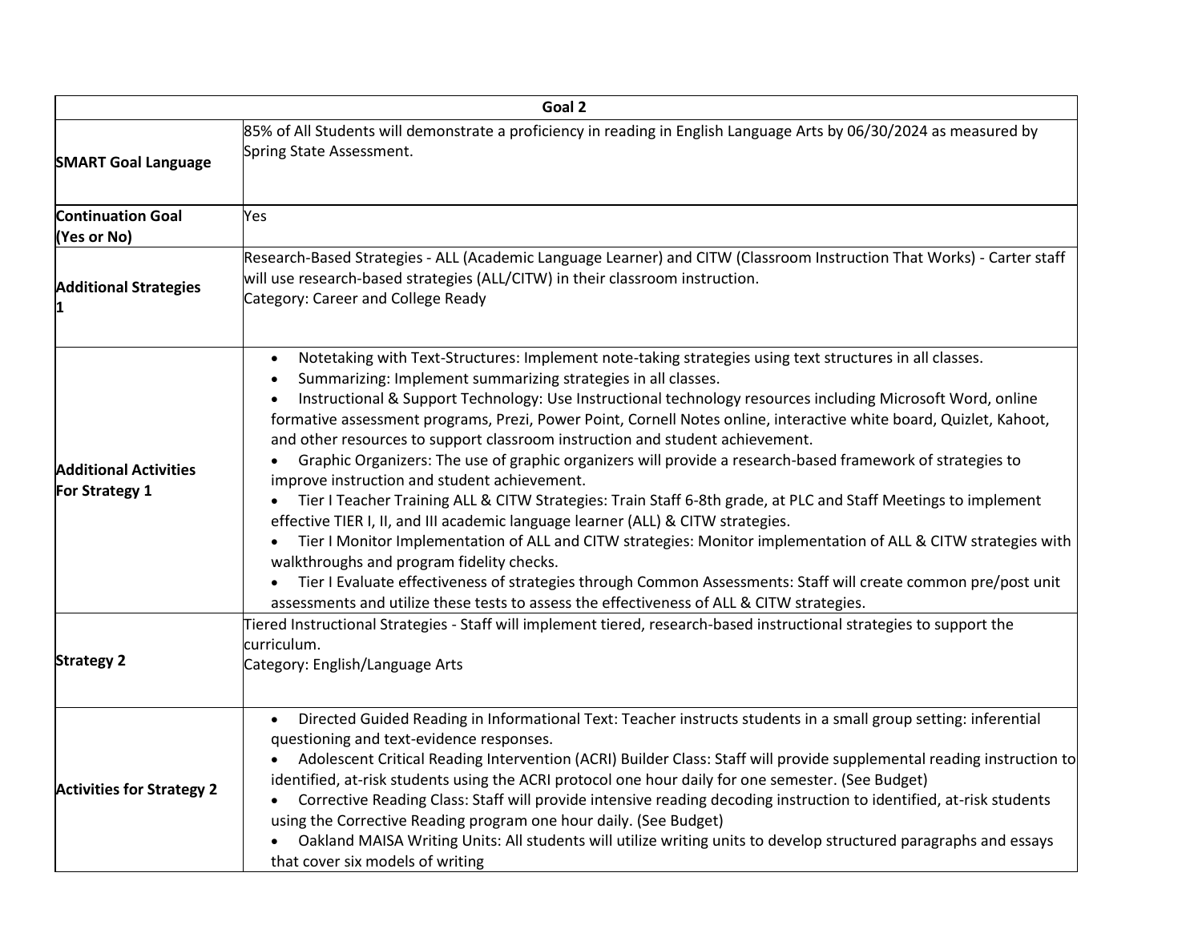| Goal 2 | |
|---|---|
| **SMART Goal Language** | 85% of All Students will demonstrate a proficiency in reading in English Language Arts by 06/30/2024 as measured by Spring State Assessment. |
| **Continuation Goal (Yes or No)** | Yes |
| **Additional Strategies 1** | Research-Based Strategies - ALL (Academic Language Learner) and CITW (Classroom Instruction That Works) - Carter staff will use research-based strategies (ALL/CITW) in their classroom instruction.<br>Category: Career and College Ready |
| **Additional Activities For Strategy 1** | • Notetaking with Text-Structures: Implement note-taking strategies using text structures in all classes.<br>• Summarizing: Implement summarizing strategies in all classes.<br>• Instructional & Support Technology: Use Instructional technology resources including Microsoft Word, online formative assessment programs, Prezi, Power Point, Cornell Notes online, interactive white board, Quizlet, Kahoot, and other resources to support classroom instruction and student achievement.<br>• Graphic Organizers: The use of graphic organizers will provide a research-based framework of strategies to improve instruction and student achievement.<br>• Tier I Teacher Training ALL & CITW Strategies: Train Staff 6-8th grade, at PLC and Staff Meetings to implement effective TIER I, II, and III academic language learner (ALL) & CITW strategies.<br>• Tier I Monitor Implementation of ALL and CITW strategies: Monitor implementation of ALL & CITW strategies with walkthroughs and program fidelity checks.<br>• Tier I Evaluate effectiveness of strategies through Common Assessments: Staff will create common pre/post unit assessments and utilize these tests to assess the effectiveness of ALL & CITW strategies. |
| **Strategy 2** | Tiered Instructional Strategies - Staff will implement tiered, research-based instructional strategies to support the curriculum.<br>Category: English/Language Arts |
| **Activities for Strategy 2** | • Directed Guided Reading in Informational Text: Teacher instructs students in a small group setting: inferential questioning and text-evidence responses.<br>• Adolescent Critical Reading Intervention (ACRI) Builder Class: Staff will provide supplemental reading instruction to identified, at-risk students using the ACRI protocol one hour daily for one semester. (See Budget)<br>• Corrective Reading Class: Staff will provide intensive reading decoding instruction to identified, at-risk students using the Corrective Reading program one hour daily. (See Budget)<br>• Oakland MAISA Writing Units: All students will utilize writing units to develop structured paragraphs and essays that cover six models of writing |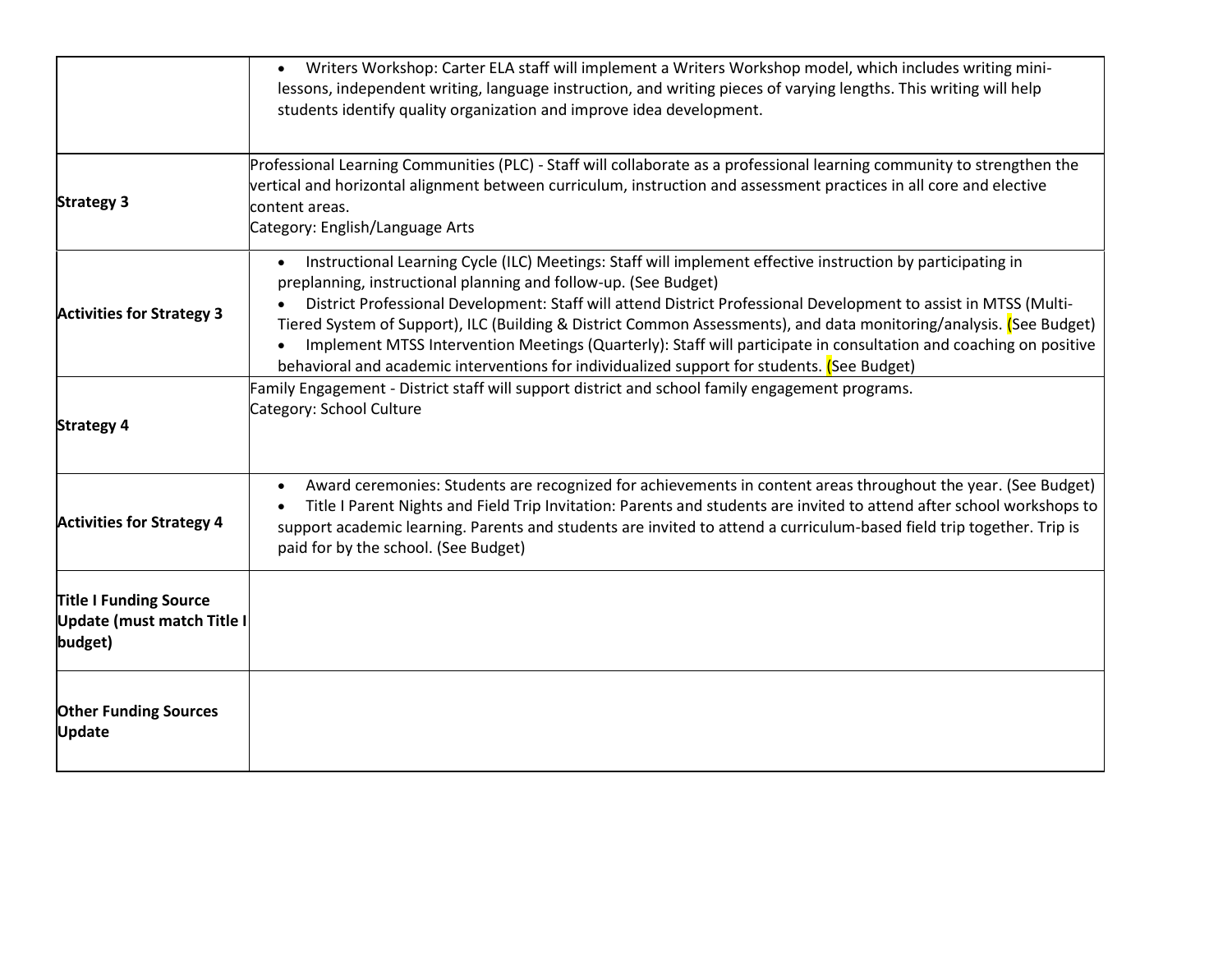| | |
|---|---|
| | • Writers Workshop: Carter ELA staff will implement a Writers Workshop model, which includes writing mini-lessons, independent writing, language instruction, and writing pieces of varying lengths. This writing will help students identify quality organization and improve idea development. |
| **Strategy 3** | Professional Learning Communities (PLC) - Staff will collaborate as a professional learning community to strengthen the vertical and horizontal alignment between curriculum, instruction and assessment practices in all core and elective content areas.<br>Category: English/Language Arts |
| **Activities for Strategy 3** | • Instructional Learning Cycle (ILC) Meetings: Staff will implement effective instruction by participating in preplanning, instructional planning and follow-up. (See Budget)<br>• District Professional Development: Staff will attend District Professional Development to assist in MTSS (Multi-Tiered System of Support), ILC (Building & District Common Assessments), and data monitoring/analysis. (See Budget)<br>• Implement MTSS Intervention Meetings (Quarterly): Staff will participate in consultation and coaching on positive behavioral and academic interventions for individualized support for students. (See Budget) |
| **Strategy 4** | Family Engagement - District staff will support district and school family engagement programs.<br>Category: School Culture |
| **Activities for Strategy 4** | • Award ceremonies: Students are recognized for achievements in content areas throughout the year. (See Budget)<br>• Title I Parent Nights and Field Trip Invitation: Parents and students are invited to attend after school workshops to support academic learning. Parents and students are invited to attend a curriculum-based field trip together. Trip is paid for by the school. (See Budget) |
| **Title I Funding Source Update (must match Title I budget)** | |
| **Other Funding Sources Update** | |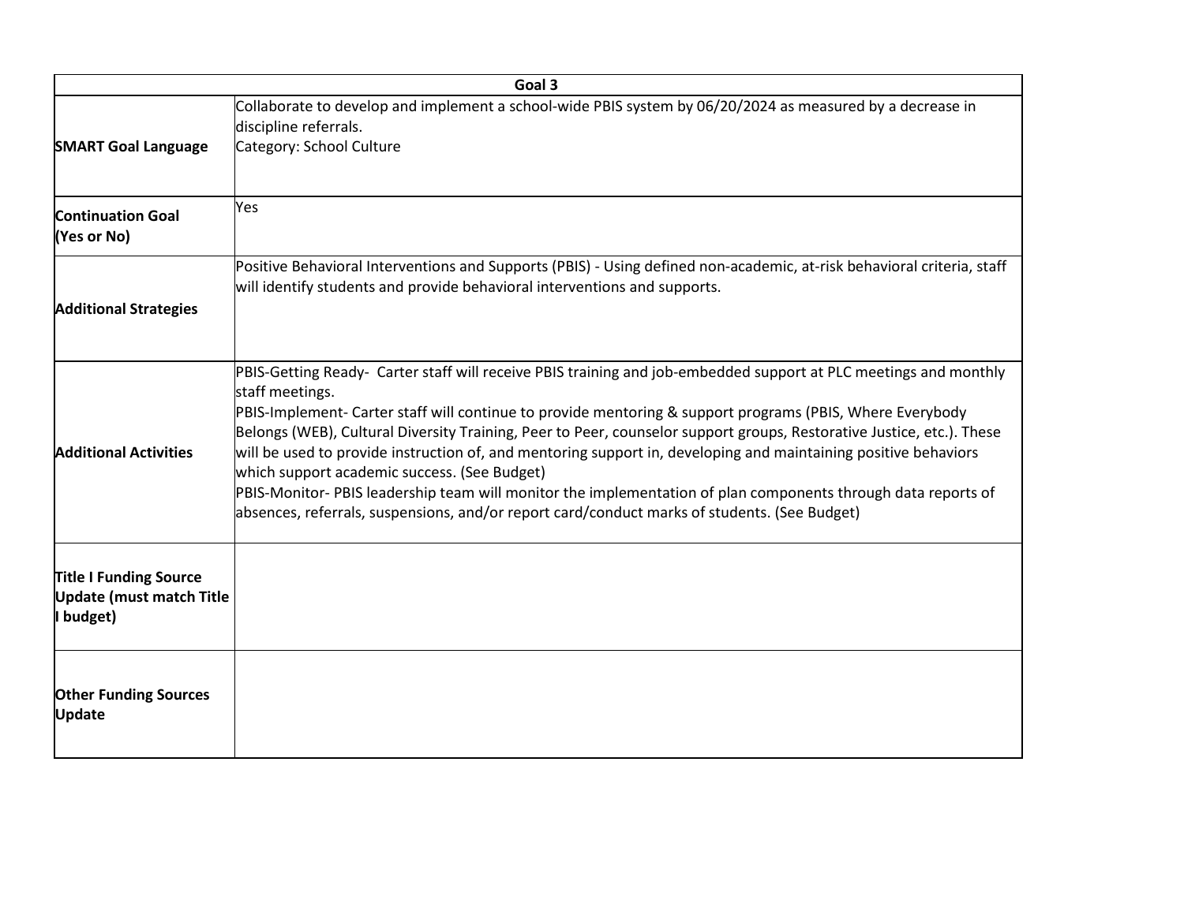| Goal 3 | |
|---|---|
| **SMART Goal Language** | Collaborate to develop and implement a school-wide PBIS system by 06/20/2024 as measured by a decrease in discipline referrals.<br>Category: School Culture |
| **Continuation Goal (Yes or No)** | Yes |
| **Additional Strategies** | Positive Behavioral Interventions and Supports (PBIS) - Using defined non-academic, at-risk behavioral criteria, staff will identify students and provide behavioral interventions and supports. |
| **Additional Activities** | PBIS-Getting Ready- Carter staff will receive PBIS training and job-embedded support at PLC meetings and monthly staff meetings.<br>PBIS-Implement- Carter staff will continue to provide mentoring & support programs (PBIS, Where Everybody Belongs (WEB), Cultural Diversity Training, Peer to Peer, counselor support groups, Restorative Justice, etc.). These will be used to provide instruction of, and mentoring support in, developing and maintaining positive behaviors which support academic success. (See Budget)<br>PBIS-Monitor- PBIS leadership team will monitor the implementation of plan components through data reports of absences, referrals, suspensions, and/or report card/conduct marks of students. (See Budget) |
| **Title I Funding Source Update (must match Title I budget)** | |
| **Other Funding Sources Update** | |